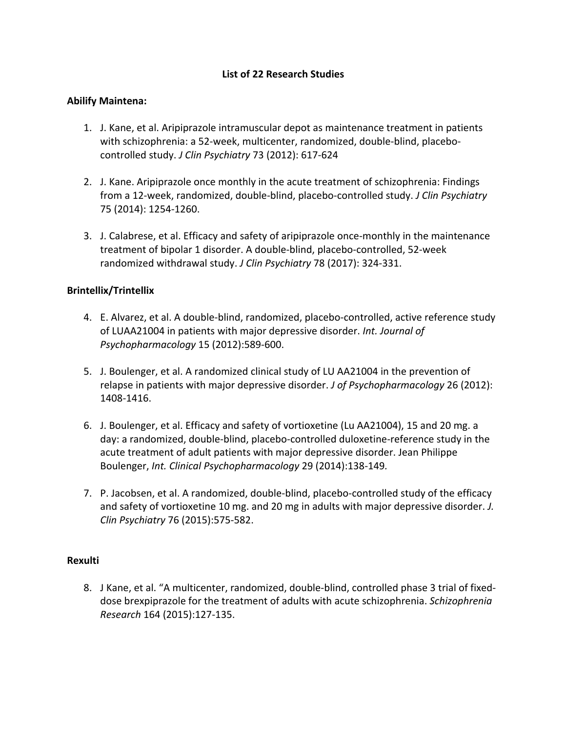# List of 22 Research Studies

**Abilify Maintena:**

1. J. Kane, et al. Aripiprazole intramuscular depot as maintenance treatment in patients with schizophrenia: a 52-week, multicenter, randomized, double-blind, placebo-controlled study. *J Clin Psychiatry* 73 (2012): 617-624

2. J. Kane. Aripiprazole once monthly in the acute treatment of schizophrenia: Findings from a 12-week, randomized, double-blind, placebo-controlled study. *J Clin Psychiatry* 75 (2014): 1254-1260.

3. J. Calabrese, et al. Efficacy and safety of aripiprazole once-monthly in the maintenance treatment of bipolar 1 disorder. A double-blind, placebo-controlled, 52-week randomized withdrawal study. *J Clin Psychiatry* 78 (2017): 324-331.

**Brintellix/Trintellix**

4. E. Alvarez, et al. A double-blind, randomized, placebo-controlled, active reference study of LUAA21004 in patients with major depressive disorder. *Int. Journal of Psychopharmacology* 15 (2012):589-600.

5. J. Boulenger, et al. A randomized clinical study of LU AA21004 in the prevention of relapse in patients with major depressive disorder. *J of Psychopharmacology* 26 (2012): 1408-1416.

6. J. Boulenger, et al. Efficacy and safety of vortioxetine (Lu AA21004), 15 and 20 mg. a day: a randomized, double-blind, placebo-controlled duloxetine-reference study in the acute treatment of adult patients with major depressive disorder. Jean Philippe Boulenger, *Int. Clinical Psychopharmacology* 29 (2014):138-149.

7. P. Jacobsen, et al. A randomized, double-blind, placebo-controlled study of the efficacy and safety of vortioxetine 10 mg. and 20 mg in adults with major depressive disorder. *J. Clin Psychiatry* 76 (2015):575-582.

**Rexulti**

8. J Kane, et al. "A multicenter, randomized, double-blind, controlled phase 3 trial of fixed-dose brexpiprazole for the treatment of adults with acute schizophrenia. *Schizophrenia Research* 164 (2015):127-135.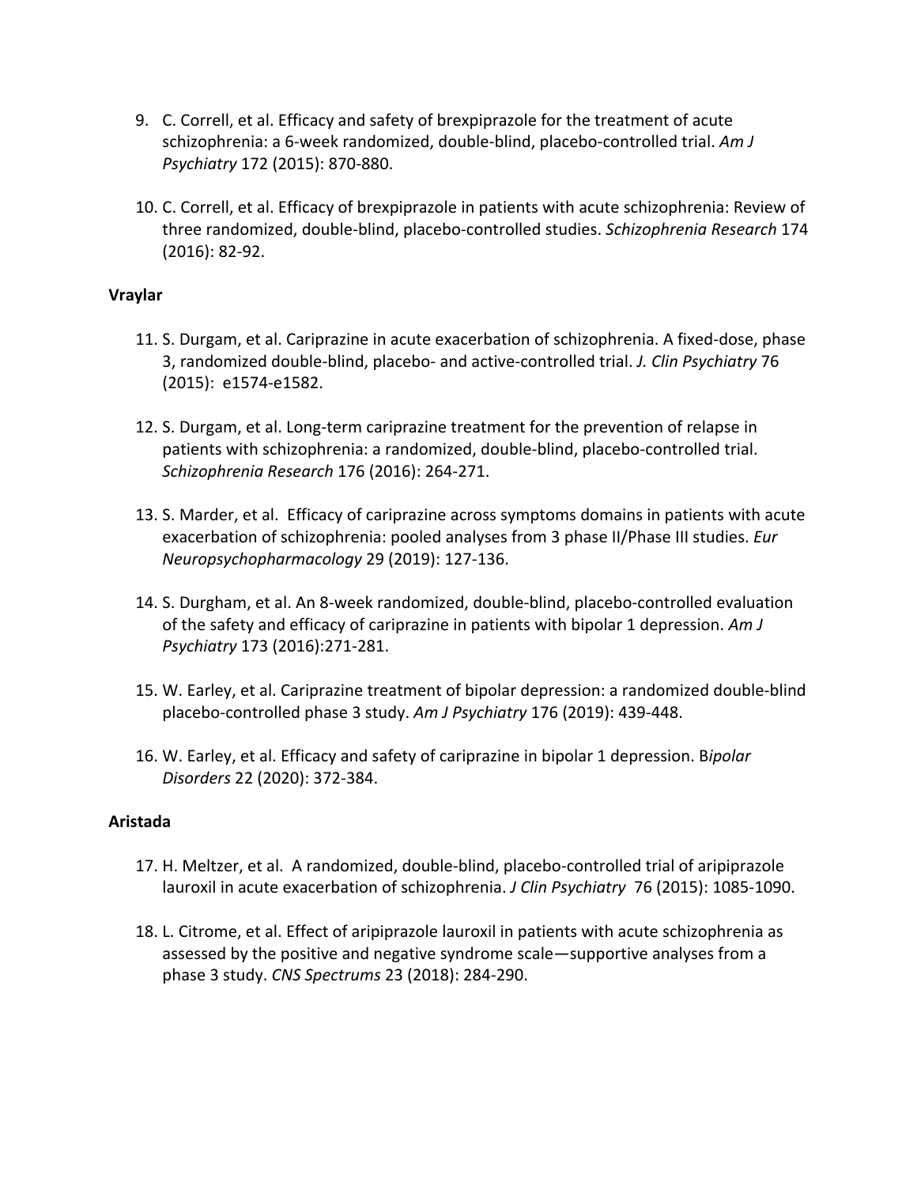9. C. Correll, et al. Efficacy and safety of brexpiprazole for the treatment of acute schizophrenia: a 6-week randomized, double-blind, placebo-controlled trial. *Am J Psychiatry* 172 (2015): 870-880.

10. C. Correll, et al. Efficacy of brexpiprazole in patients with acute schizophrenia: Review of three randomized, double-blind, placebo-controlled studies. *Schizophrenia Research* 174 (2016): 82-92.

**Vraylar**

11. S. Durgam, et al. Cariprazine in acute exacerbation of schizophrenia. A fixed-dose, phase 3, randomized double-blind, placebo- and active-controlled trial. *J. Clin Psychiatry* 76 (2015): e1574-e1582.

12. S. Durgam, et al. Long-term cariprazine treatment for the prevention of relapse in patients with schizophrenia: a randomized, double-blind, placebo-controlled trial. *Schizophrenia Research* 176 (2016): 264-271.

13. S. Marder, et al. Efficacy of cariprazine across symptoms domains in patients with acute exacerbation of schizophrenia: pooled analyses from 3 phase II/Phase III studies. *Eur Neuropsychopharmacology* 29 (2019): 127-136.

14. S. Durgham, et al. An 8-week randomized, double-blind, placebo-controlled evaluation of the safety and efficacy of cariprazine in patients with bipolar 1 depression. *Am J Psychiatry* 173 (2016):271-281.

15. W. Earley, et al. Cariprazine treatment of bipolar depression: a randomized double-blind placebo-controlled phase 3 study. *Am J Psychiatry* 176 (2019): 439-448.

16. W. Earley, et al. Efficacy and safety of cariprazine in bipolar 1 depression. B*ipolar Disorders* 22 (2020): 372-384.

**Aristada**

17. H. Meltzer, et al. A randomized, double-blind, placebo-controlled trial of aripiprazole lauroxil in acute exacerbation of schizophrenia. *J Clin Psychiatry* 76 (2015): 1085-1090.

18. L. Citrome, et al. Effect of aripiprazole lauroxil in patients with acute schizophrenia as assessed by the positive and negative syndrome scale—supportive analyses from a phase 3 study. *CNS Spectrums* 23 (2018): 284-290.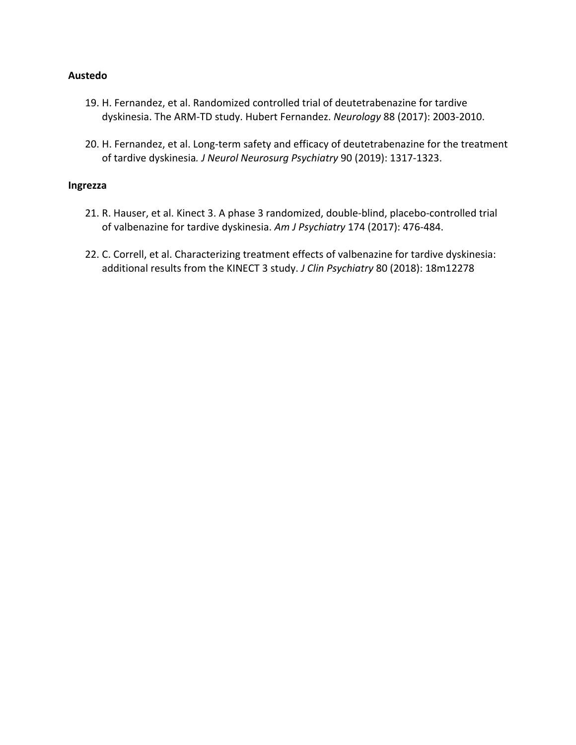**Austedo**

19. H. Fernandez, et al. Randomized controlled trial of deutetrabenazine for tardive dyskinesia. The ARM-TD study. Hubert Fernandez. *Neurology* 88 (2017): 2003-2010.

20. H. Fernandez, et al. Long-term safety and efficacy of deutetrabenazine for the treatment of tardive dyskinesia*.* *J Neurol Neurosurg Psychiatry* 90 (2019): 1317-1323.

**Ingrezza**

21. R. Hauser, et al. Kinect 3. A phase 3 randomized, double-blind, placebo-controlled trial of valbenazine for tardive dyskinesia. *Am J Psychiatry* 174 (2017): 476-484.

22. C. Correll, et al. Characterizing treatment effects of valbenazine for tardive dyskinesia: additional results from the KINECT 3 study. *J Clin Psychiatry* 80 (2018): 18m12278